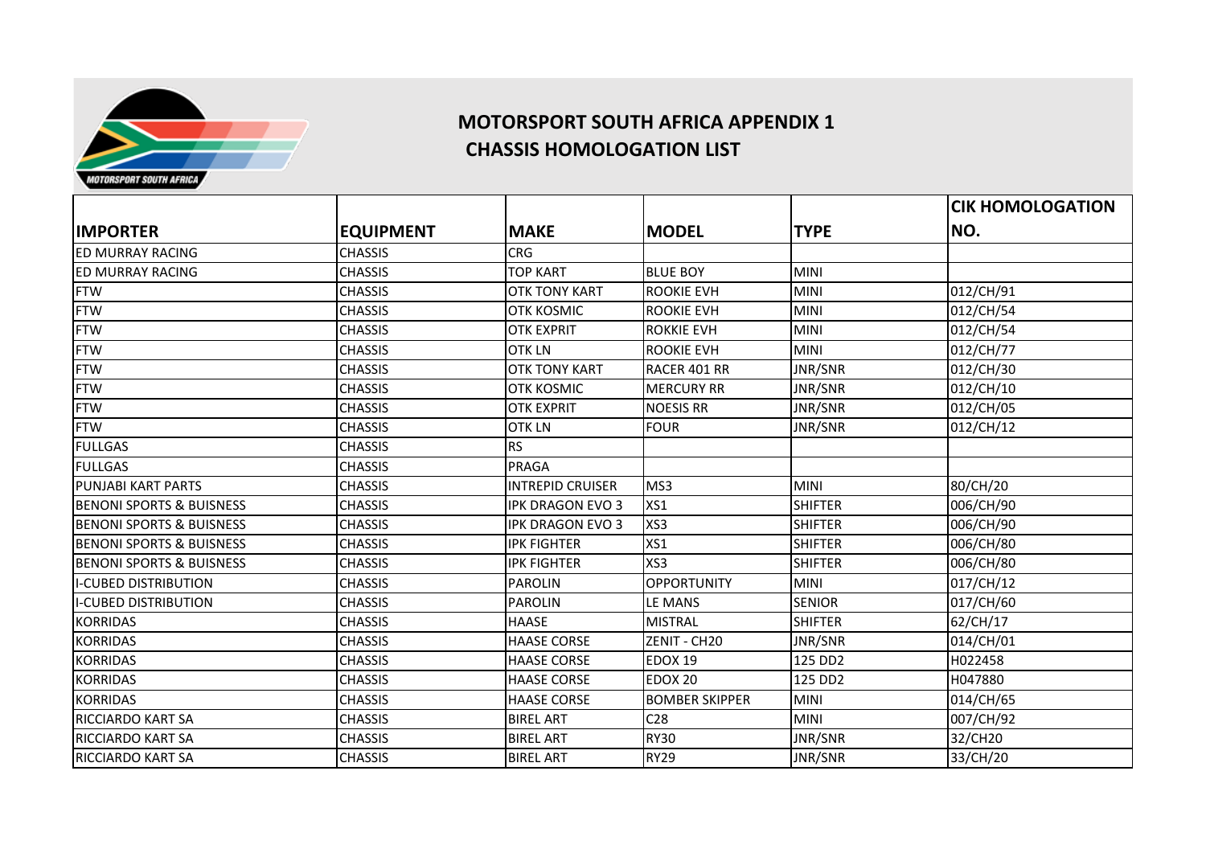# MOTORSPORT SOUTH AFRICA APPENDIX 1
## CHASSIS HOMOLOGATION LIST

| IMPORTER | EQUIPMENT | MAKE | MODEL | TYPE | CIK HOMOLOGATION NO. |
|---|---|---|---|---|---|
| ED MURRAY RACING | CHASSIS | CRG | | | |
| ED MURRAY RACING | CHASSIS | TOP KART | BLUE BOY | MINI | |
| FTW | CHASSIS | OTK TONY KART | ROOKIE EVH | MINI | 012/CH/91 |
| FTW | CHASSIS | OTK KOSMIC | ROOKIE EVH | MINI | 012/CH/54 |
| FTW | CHASSIS | OTK EXPRIT | ROKKIE EVH | MINI | 012/CH/54 |
| FTW | CHASSIS | OTK LN | ROOKIE EVH | MINI | 012/CH/77 |
| FTW | CHASSIS | OTK TONY KART | RACER 401 RR | JNR/SNR | 012/CH/30 |
| FTW | CHASSIS | OTK KOSMIC | MERCURY RR | JNR/SNR | 012/CH/10 |
| FTW | CHASSIS | OTK EXPRIT | NOESIS RR | JNR/SNR | 012/CH/05 |
| FTW | CHASSIS | OTK LN | FOUR | JNR/SNR | 012/CH/12 |
| FULLGAS | CHASSIS | RS | | | |
| FULLGAS | CHASSIS | PRAGA | | | |
| PUNJABI KART PARTS | CHASSIS | INTREPID CRUISER | MS3 | MINI | 80/CH/20 |
| BENONI SPORTS & BUISNESS | CHASSIS | IPK DRAGON EVO 3 | XS1 | SHIFTER | 006/CH/90 |
| BENONI SPORTS & BUISNESS | CHASSIS | IPK DRAGON EVO 3 | XS3 | SHIFTER | 006/CH/90 |
| BENONI SPORTS & BUISNESS | CHASSIS | IPK FIGHTER | XS1 | SHIFTER | 006/CH/80 |
| BENONI SPORTS & BUISNESS | CHASSIS | IPK FIGHTER | XS3 | SHIFTER | 006/CH/80 |
| I-CUBED DISTRIBUTION | CHASSIS | PAROLIN | OPPORTUNITY | MINI | 017/CH/12 |
| I-CUBED DISTRIBUTION | CHASSIS | PAROLIN | LE MANS | SENIOR | 017/CH/60 |
| KORRIDAS | CHASSIS | HAASE | MISTRAL | SHIFTER | 62/CH/17 |
| KORRIDAS | CHASSIS | HAASE CORSE | ZENIT - CH20 | JNR/SNR | 014/CH/01 |
| KORRIDAS | CHASSIS | HAASE CORSE | EDOX 19 | 125 DD2 | H022458 |
| KORRIDAS | CHASSIS | HAASE CORSE | EDOX 20 | 125 DD2 | H047880 |
| KORRIDAS | CHASSIS | HAASE CORSE | BOMBER SKIPPER | MINI | 014/CH/65 |
| RICCIARDO KART SA | CHASSIS | BIREL ART | C28 | MINI | 007/CH/92 |
| RICCIARDO KART SA | CHASSIS | BIREL ART | RY30 | JNR/SNR | 32/CH20 |
| RICCIARDO KART SA | CHASSIS | BIREL ART | RY29 | JNR/SNR | 33/CH/20 |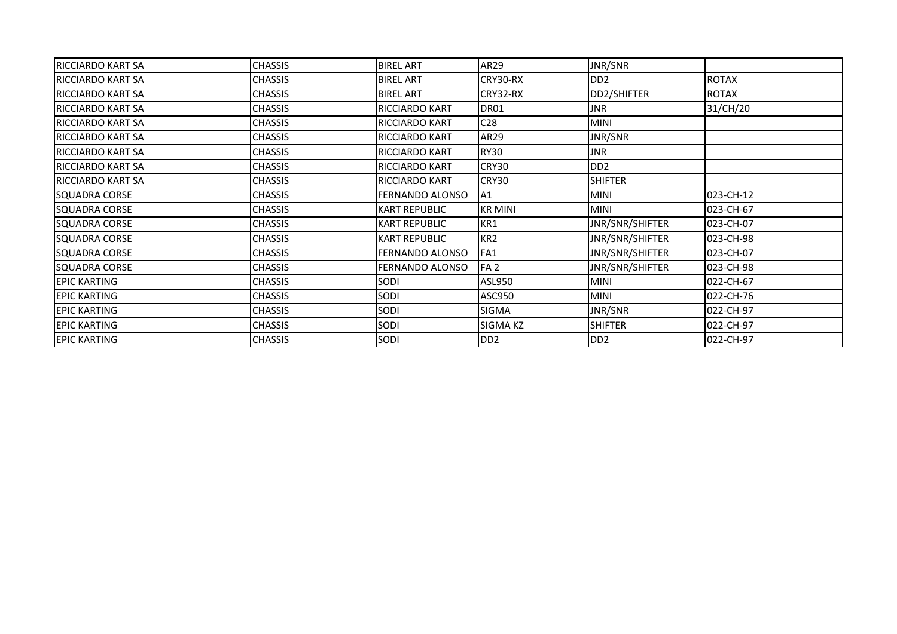| | | | | | |
|---|---|---|---|---|---|
| RICCIARDO KART SA | CHASSIS | BIREL ART | AR29 | JNR/SNR | |
| RICCIARDO KART SA | CHASSIS | BIREL ART | CRY30-RX | DD2 | ROTAX |
| RICCIARDO KART SA | CHASSIS | BIREL ART | CRY32-RX | DD2/SHIFTER | ROTAX |
| RICCIARDO KART SA | CHASSIS | RICCIARDO KART | DR01 | JNR | 31/CH/20 |
| RICCIARDO KART SA | CHASSIS | RICCIARDO KART | C28 | MINI | |
| RICCIARDO KART SA | CHASSIS | RICCIARDO KART | AR29 | JNR/SNR | |
| RICCIARDO KART SA | CHASSIS | RICCIARDO KART | RY30 | JNR | |
| RICCIARDO KART SA | CHASSIS | RICCIARDO KART | CRY30 | DD2 | |
| RICCIARDO KART SA | CHASSIS | RICCIARDO KART | CRY30 | SHIFTER | |
| SQUADRA CORSE | CHASSIS | FERNANDO ALONSO | A1 | MINI | 023-CH-12 |
| SQUADRA CORSE | CHASSIS | KART REPUBLIC | KR MINI | MINI | 023-CH-67 |
| SQUADRA CORSE | CHASSIS | KART REPUBLIC | KR1 | JNR/SNR/SHIFTER | 023-CH-07 |
| SQUADRA CORSE | CHASSIS | KART REPUBLIC | KR2 | JNR/SNR/SHIFTER | 023-CH-98 |
| SQUADRA CORSE | CHASSIS | FERNANDO ALONSO | FA1 | JNR/SNR/SHIFTER | 023-CH-07 |
| SQUADRA CORSE | CHASSIS | FERNANDO ALONSO | FA 2 | JNR/SNR/SHIFTER | 023-CH-98 |
| EPIC KARTING | CHASSIS | SODI | ASL950 | MINI | 022-CH-67 |
| EPIC KARTING | CHASSIS | SODI | ASC950 | MINI | 022-CH-76 |
| EPIC KARTING | CHASSIS | SODI | SIGMA | JNR/SNR | 022-CH-97 |
| EPIC KARTING | CHASSIS | SODI | SIGMA KZ | SHIFTER | 022-CH-97 |
| EPIC KARTING | CHASSIS | SODI | DD2 | DD2 | 022-CH-97 |